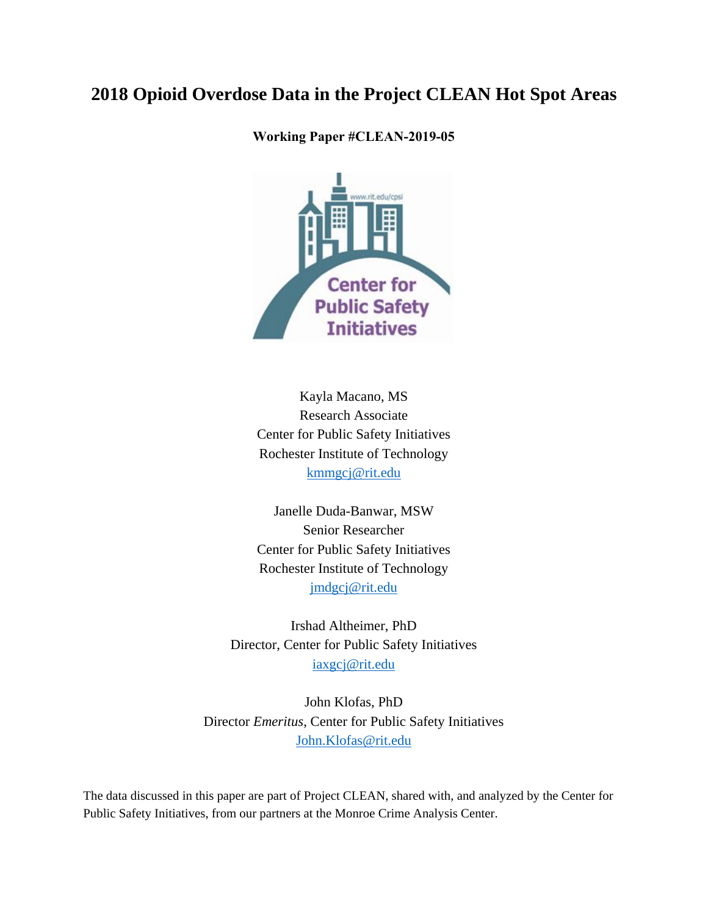# 2018 Opioid Overdose Data in the Project CLEAN Hot Spot Areas

**Working Paper #CLEAN-2019-05**

Kayla Macano, MS
Research Associate
Center for Public Safety Initiatives
Rochester Institute of Technology
kmmgcj@rit.edu

Janelle Duda-Banwar, MSW
Senior Researcher
Center for Public Safety Initiatives
Rochester Institute of Technology
jmdgcj@rit.edu

Irshad Altheimer, PhD
Director, Center for Public Safety Initiatives
iaxgcj@rit.edu

John Klofas, PhD
Director *Emeritus*, Center for Public Safety Initiatives
John.Klofas@rit.edu

The data discussed in this paper are part of Project CLEAN, shared with, and analyzed by the Center for Public Safety Initiatives, from our partners at the Monroe Crime Analysis Center.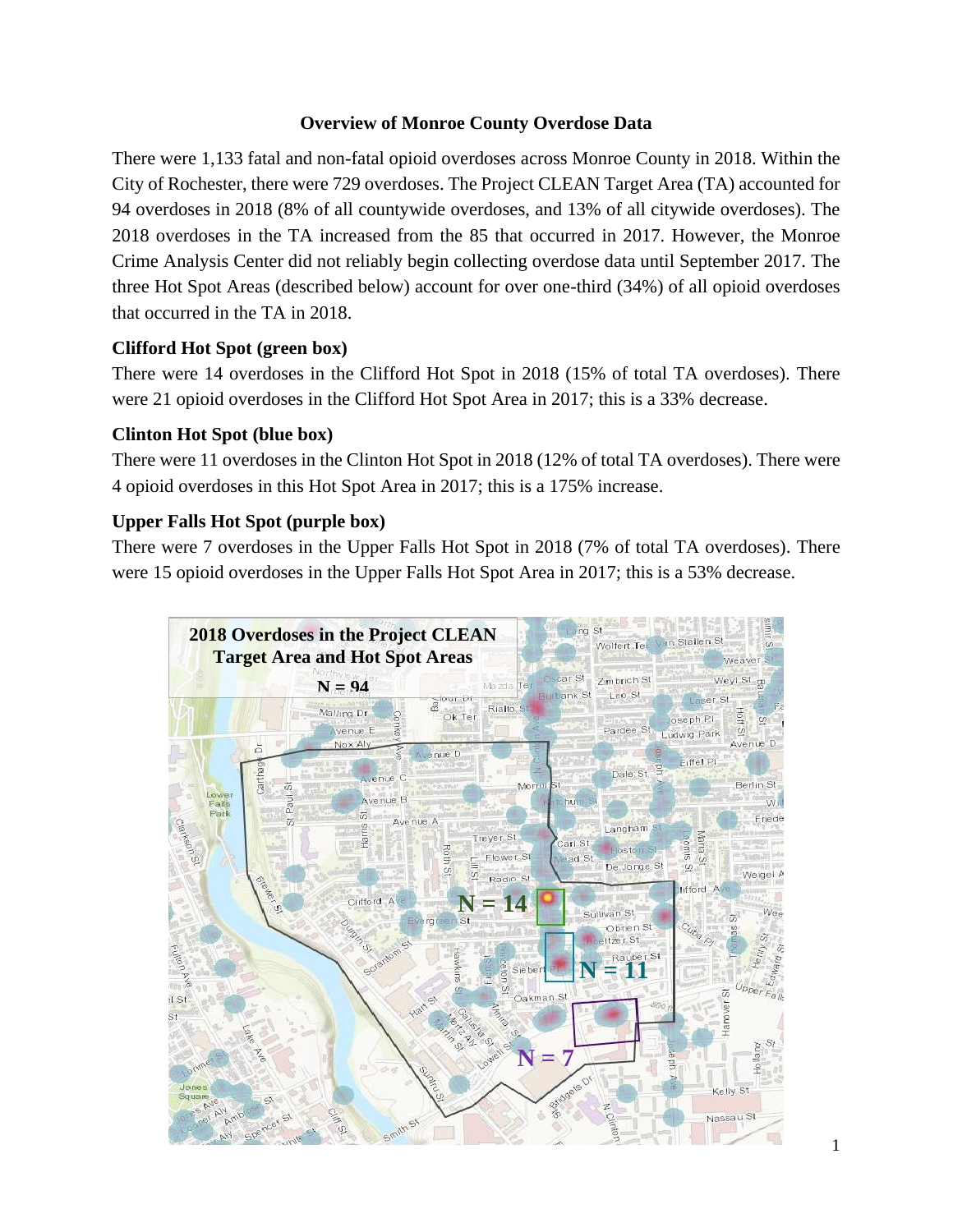# Overview of Monroe County Overdose Data

There were 1,133 fatal and non-fatal opioid overdoses across Monroe County in 2018. Within the City of Rochester, there were 729 overdoses. The Project CLEAN Target Area (TA) accounted for 94 overdoses in 2018 (8% of all countywide overdoses, and 13% of all citywide overdoses). The 2018 overdoses in the TA increased from the 85 that occurred in 2017. However, the Monroe Crime Analysis Center did not reliably begin collecting overdose data until September 2017. The three Hot Spot Areas (described below) account for over one-third (34%) of all opioid overdoses that occurred in the TA in 2018.

### Clifford Hot Spot (green box)

There were 14 overdoses in the Clifford Hot Spot in 2018 (15% of total TA overdoses). There were 21 opioid overdoses in the Clifford Hot Spot Area in 2017; this is a 33% decrease.

### Clinton Hot Spot (blue box)

There were 11 overdoses in the Clinton Hot Spot in 2018 (12% of total TA overdoses). There were 4 opioid overdoses in this Hot Spot Area in 2017; this is a 175% increase.

### Upper Falls Hot Spot (purple box)

There were 7 overdoses in the Upper Falls Hot Spot in 2018 (7% of total TA overdoses). There were 15 opioid overdoses in the Upper Falls Hot Spot Area in 2017; this is a 53% decrease.

**2018 Overdoses in the Project CLEAN Target Area and Hot Spot Areas**

**N = 94**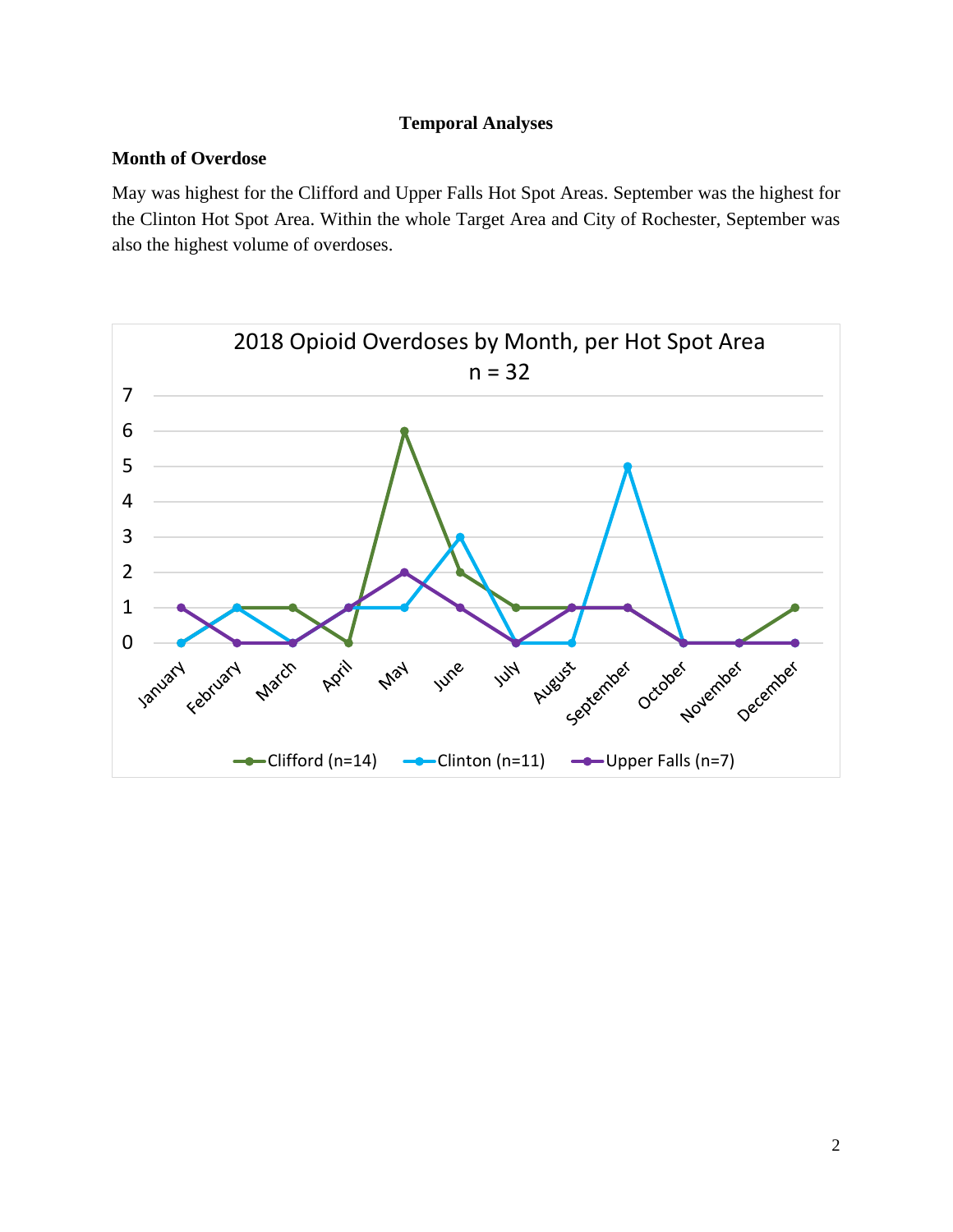## Temporal Analyses

### Month of Overdose

May was highest for the Clifford and Upper Falls Hot Spot Areas. September was the highest for the Clinton Hot Spot Area. Within the whole Target Area and City of Rochester, September was also the highest volume of overdoses.

2018 Opioid Overdoses by Month, per Hot Spot Area
n = 32

| Month | Clifford (n=14) | Clinton (n=11) | Upper Falls (n=7) |
|---|---|---|---|
| January | 1 | 0 | 1 |
| February | 1 | 1 | 0 |
| March | 1 | 0 | 0 |
| April | 0 | 1 | 1 |
| May | 6 | 1 | 2 |
| June | 2 | 3 | 1 |
| July | 1 | 0 | 0 |
| August | 1 | 0 | 1 |
| September | 1 | 5 | 1 |
| October | 0 | 0 | 0 |
| November | 0 | 0 | 0 |
| December | 1 | 0 | 0 |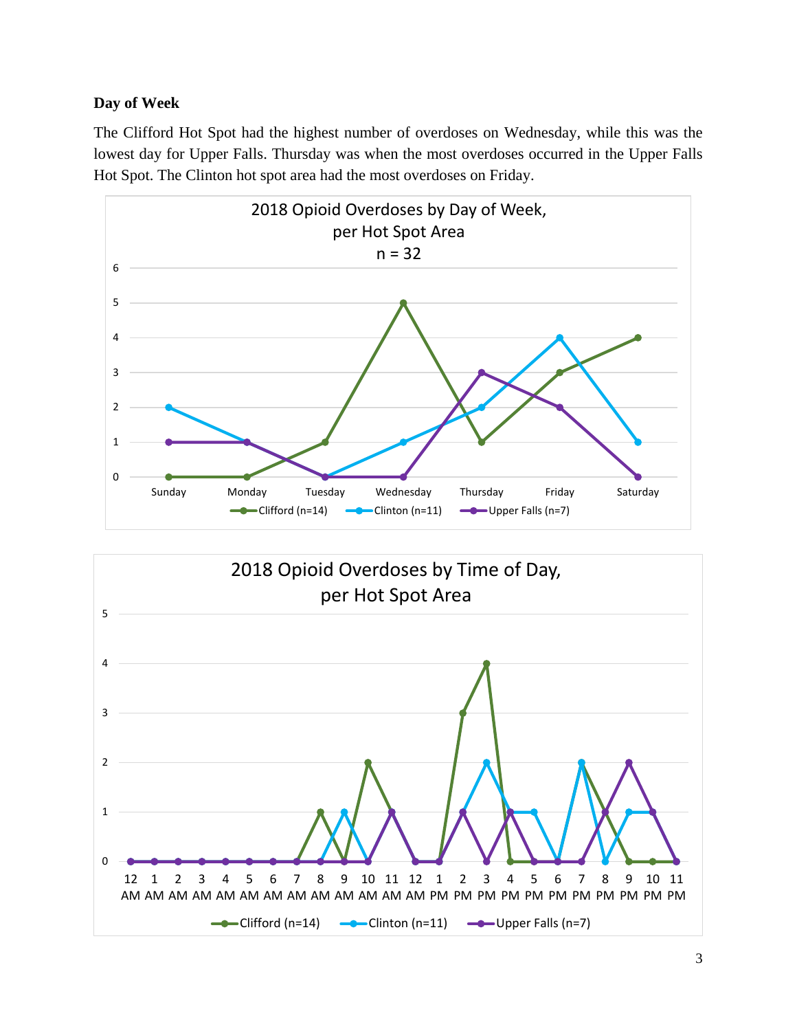**Day of Week**

The Clifford Hot Spot had the highest number of overdoses on Wednesday, while this was the lowest day for Upper Falls. Thursday was when the most overdoses occurred in the Upper Falls Hot Spot. The Clinton hot spot area had the most overdoses on Friday.

2018 Opioid Overdoses by Day of Week, per Hot Spot Area
n = 32

| Day | Clifford (n=14) | Clinton (n=11) | Upper Falls (n=7) |
|---|---|---|---|
| Sunday | 0 | 2 | 1 |
| Monday | 0 | 1 | 1 |
| Tuesday | 1 | 0 | 0 |
| Wednesday | 5 | 1 | 0 |
| Thursday | 1 | 2 | 3 |
| Friday | 3 | 4 | 2 |
| Saturday | 4 | 1 | 0 |

2018 Opioid Overdoses by Time of Day, per Hot Spot Area

| Time | Clifford (n=14) | Clinton (n=11) | Upper Falls (n=7) |
|---|---|---|---|
| 12 AM | 0 | 0 | 0 |
| 1 AM | 0 | 0 | 0 |
| 2 AM | 0 | 0 | 0 |
| 3 AM | 0 | 0 | 0 |
| 4 AM | 0 | 0 | 0 |
| 5 AM | 0 | 0 | 0 |
| 6 AM | 0 | 0 | 0 |
| 7 AM | 0 | 0 | 0 |
| 8 AM | 1 | 0 | 0 |
| 9 AM | 0 | 1 | 0 |
| 10 AM | 2 | 0 | 0 |
| 11 AM | 1 | 1 | 1 |
| 12 PM | 0 | 0 | 0 |
| 1 PM | 0 | 0 | 0 |
| 2 PM | 3 | 1 | 1 |
| 3 PM | 4 | 2 | 0 |
| 4 PM | 0 | 1 | 1 |
| 5 PM | 0 | 1 | 0 |
| 6 PM | 0 | 0 | 0 |
| 7 PM | 2 | 2 | 0 |
| 8 PM | 1 | 0 | 1 |
| 9 PM | 0 | 1 | 2 |
| 10 PM | 0 | 1 | 1 |
| 11 PM | 0 | 0 | 0 |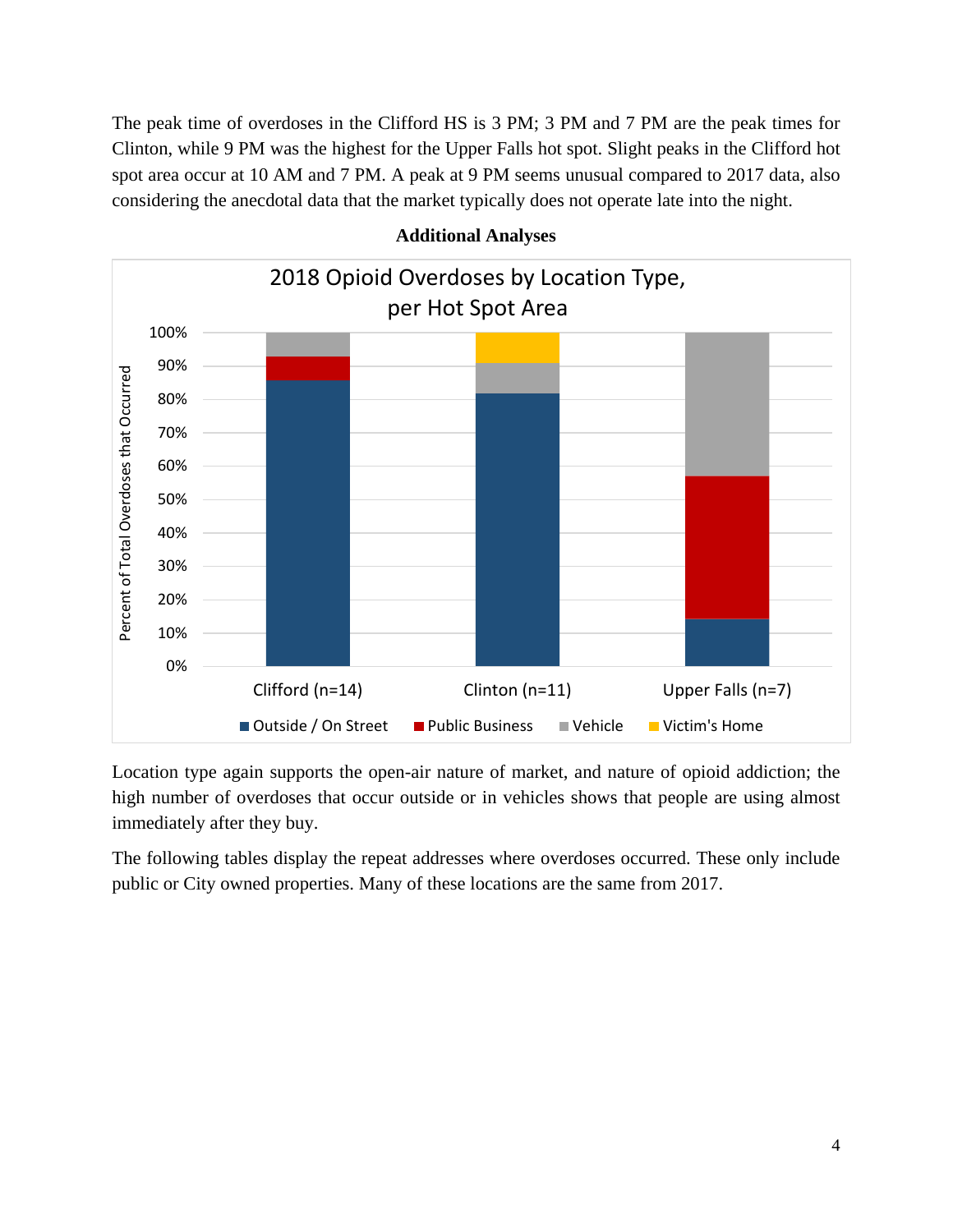The peak time of overdoses in the Clifford HS is 3 PM; 3 PM and 7 PM are the peak times for Clinton, while 9 PM was the highest for the Upper Falls hot spot. Slight peaks in the Clifford hot spot area occur at 10 AM and 7 PM. A peak at 9 PM seems unusual compared to 2017 data, also considering the anecdotal data that the market typically does not operate late into the night.

**Additional Analyses**

Location type again supports the open-air nature of market, and nature of opioid addiction; the high number of overdoses that occur outside or in vehicles shows that people are using almost immediately after they buy.

The following tables display the repeat addresses where overdoses occurred. These only include public or City owned properties. Many of these locations are the same from 2017.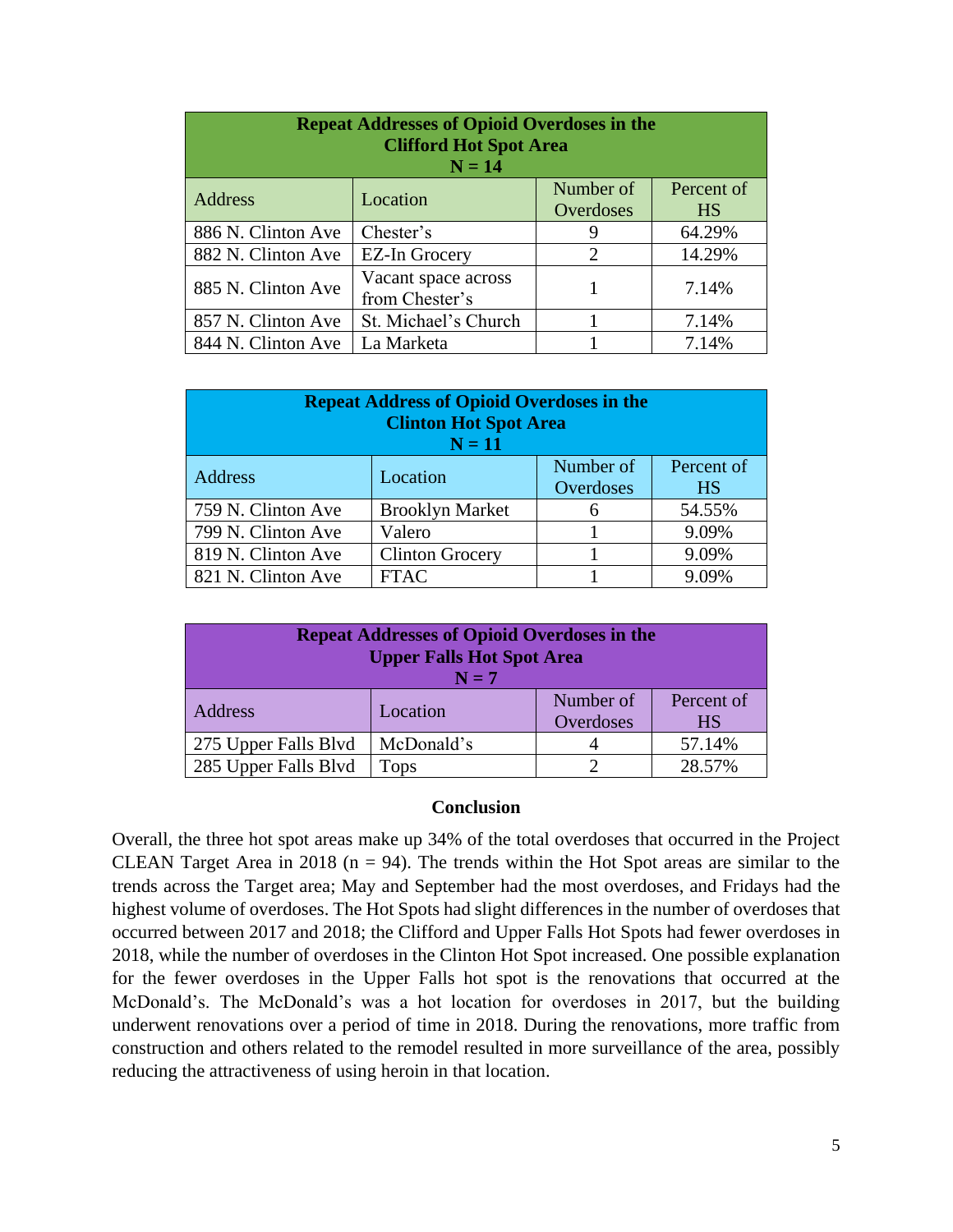| Repeat Addresses of Opioid Overdoses in the Clifford Hot Spot Area N = 14 | | | |
|---|---|---|---|
| Address | Location | Number of Overdoses | Percent of HS |
| 886 N. Clinton Ave | Chester's | 9 | 64.29% |
| 882 N. Clinton Ave | EZ-In Grocery | 2 | 14.29% |
| 885 N. Clinton Ave | Vacant space across from Chester's | 1 | 7.14% |
| 857 N. Clinton Ave | St. Michael's Church | 1 | 7.14% |
| 844 N. Clinton Ave | La Marketa | 1 | 7.14% |

| Repeat Address of Opioid Overdoses in the Clinton Hot Spot Area N = 11 | | | |
|---|---|---|---|
| Address | Location | Number of Overdoses | Percent of HS |
| 759 N. Clinton Ave | Brooklyn Market | 6 | 54.55% |
| 799 N. Clinton Ave | Valero | 1 | 9.09% |
| 819 N. Clinton Ave | Clinton Grocery | 1 | 9.09% |
| 821 N. Clinton Ave | FTAC | 1 | 9.09% |

| Repeat Addresses of Opioid Overdoses in the Upper Falls Hot Spot Area N = 7 | | | |
|---|---|---|---|
| Address | Location | Number of Overdoses | Percent of HS |
| 275 Upper Falls Blvd | McDonald's | 4 | 57.14% |
| 285 Upper Falls Blvd | Tops | 2 | 28.57% |

## Conclusion

Overall, the three hot spot areas make up 34% of the total overdoses that occurred in the Project CLEAN Target Area in 2018 (n = 94). The trends within the Hot Spot areas are similar to the trends across the Target area; May and September had the most overdoses, and Fridays had the highest volume of overdoses. The Hot Spots had slight differences in the number of overdoses that occurred between 2017 and 2018; the Clifford and Upper Falls Hot Spots had fewer overdoses in 2018, while the number of overdoses in the Clinton Hot Spot increased. One possible explanation for the fewer overdoses in the Upper Falls hot spot is the renovations that occurred at the McDonald's. The McDonald's was a hot location for overdoses in 2017, but the building underwent renovations over a period of time in 2018. During the renovations, more traffic from construction and others related to the remodel resulted in more surveillance of the area, possibly reducing the attractiveness of using heroin in that location.